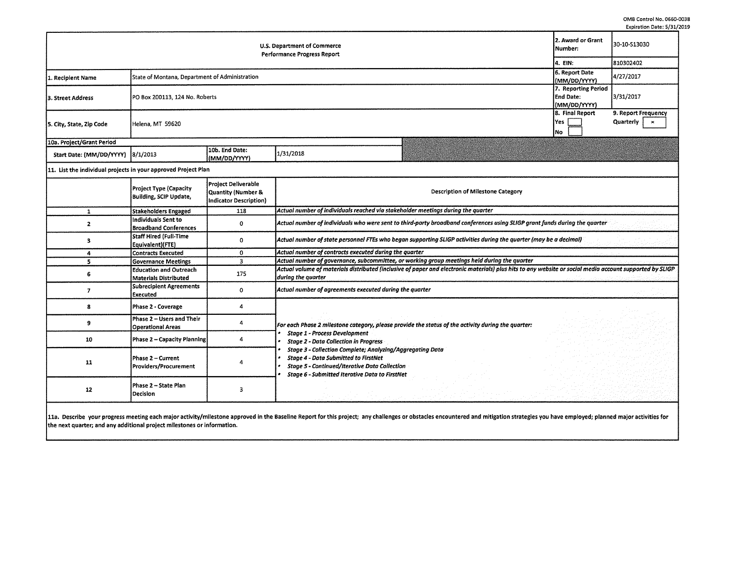OMB Control No. 0660-0038
Expiration Date: 5/31/2019

| U.S. Department of Commerce Performance Progress Report | | | | 2. Award or Grant Number: | 30-10-S13030 |
|---|---|---|---|---|---|
| | | | | 4. EIN: | 810302402 |
| 1. Recipient Name | State of Montana, Department of Administration | | | 6. Report Date (MM/DD/YYYY) | 4/27/2017 |
| 3. Street Address | PO Box 200113, 124 No. Roberts | | | 7. Reporting Period End Date: (MM/DD/YYYY) | 3/31/2017 |
| 5. City, State, Zip Code | Helena, MT 59620 | | | 8. Final Report Yes [ ] No [ ] | 9. Report Frequency Quarterly [x] |
| 10a. Project/Grant Period | | | | | |
| Start Date: (MM/DD/YYYY) | 8/1/2013 | 10b. End Date: (MM/DD/YYYY) | 1/31/2018 | | |

11. List the individual projects in your approved Project Plan

| | Project Type (Capacity Building, SCIP Update, | Project Deliverable Quantity (Number & Indicator Description) | Description of Milestone Category |
|---|---|---|---|
| 1 | Stakeholders Engaged | 118 | *Actual number of individuals reached via stakeholder meetings during the quarter* |
| 2 | Individuals Sent to Broadband Conferences | 0 | *Actual number of individuals who were sent to third-party broadband conferences using SLIGP grant funds during the quarter* |
| 3 | Staff Hired (Full-Time Equivalent)(FTE) | 0 | *Actual number of state personnel FTEs who began supporting SLIGP activities during the quarter (may be a decimal)* |
| 4 | Contracts Executed | 0 | *Actual number of contracts executed during the quarter* |
| 5 | Governance Meetings | 3 | *Actual number of governance, subcommittee, or working group meetings held during the quarter* |
| 6 | Education and Outreach Materials Distributed | 175 | *Actual volume of materials distributed (inclusive of paper and electronic materials) plus hits to any website or social media account supported by SLIGP during the quarter* |
| 7 | Subrecipient Agreements Executed | 0 | *Actual number of agreements executed during the quarter* |
| 8 | Phase 2 - Coverage | 4 | *For each Phase 2 milestone category, please provide the status of the activity during the quarter:* <br>• *Stage 1 - Process Development* <br>• *Stage 2 - Data Collection in Progress* <br>• *Stage 3 - Collection Complete; Analyzing/Aggregating Data* <br>• *Stage 4 - Data Submitted to FirstNet* <br>• *Stage 5 - Continued/Iterative Data Collection* <br>• *Stage 6 - Submitted Iterative Data to FirstNet* |
| 9 | Phase 2 – Users and Their Operational Areas | 4 | |
| 10 | Phase 2 – Capacity Planning | 4 | |
| 11 | Phase 2 – Current Providers/Procurement | 4 | |
| 12 | Phase 2 – State Plan Decision | 3 | |

11a. Describe your progress meeting each major activity/milestone approved in the Baseline Report for this project; any challenges or obstacles encountered and mitigation strategies you have employed; planned major activities for the next quarter; and any additional project milestones or information.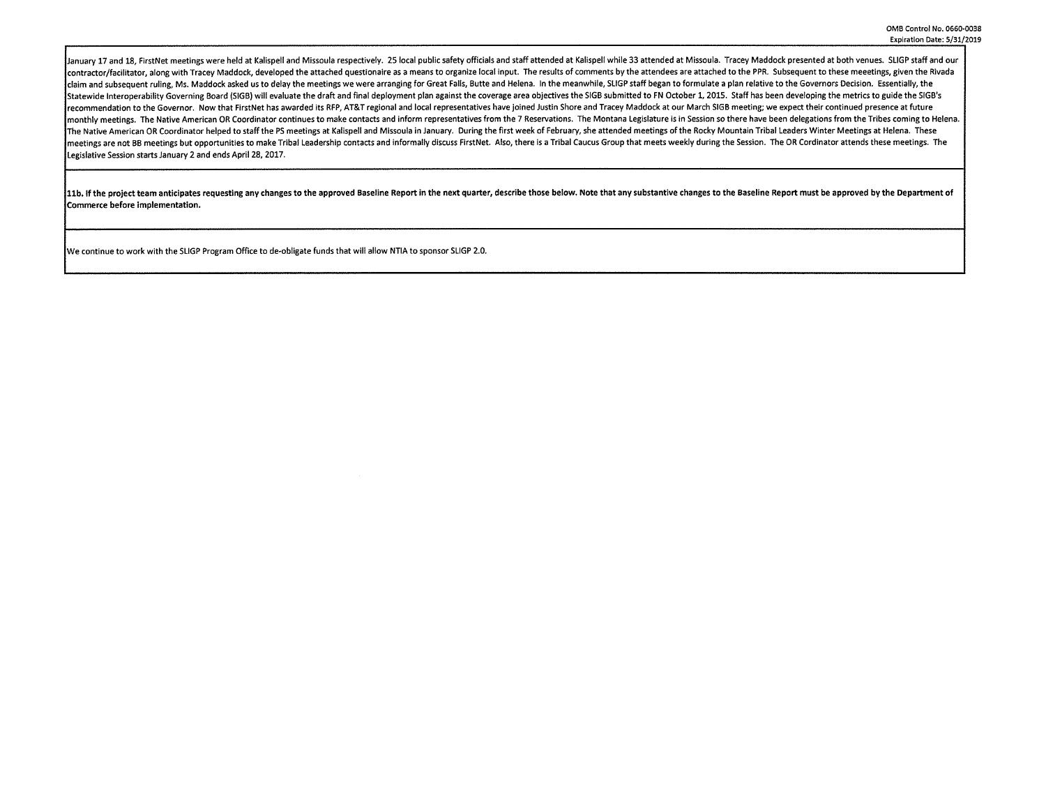January 17 and 18, FirstNet meetings were held at Kalispell and Missoula respectively. 25 local public safety officials and staff attended at Kalispell while 33 attended at Missoula. Tracey Maddock presented at both venues. SLIGP staff and our contractor/facilitator, along with Tracey Maddock, developed the attached questionaire as a means to organize local input. The results of comments by the attendees are attached to the PPR. Subsequent to these meeetings, given the Rivada claim and subsequent ruling, Ms. Maddock asked us to delay the meetings we were arranging for Great Falls, Butte and Helena. In the meanwhile, SLIGP staff began to formulate a plan relative to the Governors Decision. Essentially, the Statewide Interoperability Governing Board (SIGB) will evaluate the draft and final deployment plan against the coverage area objectives the SIGB submitted to FN October 1, 2015. Staff has been developing the metrics to guide the SIGB's recommendation to the Governor. Now that FirstNet has awarded its RFP, AT&T regional and local representatives have joined Justin Shore and Tracey Maddock at our March SIGB meeting; we expect their continued presence at future monthly meetings. The Native American OR Coordinator continues to make contacts and inform representatives from the 7 Reservations. The Montana Legislature is in Session so there have been delegations from the Tribes coming to Helena. The Native American OR Coordinator helped to staff the PS meetings at Kalispell and Missoula in January. During the first week of February, she attended meetings of the Rocky Mountain Tribal Leaders Winter Meetings at Helena. These meetings are not BB meetings but opportunities to make Tribal Leadership contacts and informally discuss FirstNet. Also, there is a Tribal Caucus Group that meets weekly during the Session. The OR Cordinator attends these meetings. The Legislative Session starts January 2 and ends April 28, 2017.

**11b. If the project team anticipates requesting any changes to the approved Baseline Report in the next quarter, describe those below. Note that any substantive changes to the Baseline Report must be approved by the Department of Commerce before implementation.**

We continue to work with the SLIGP Program Office to de-obligate funds that will allow NTIA to sponsor SLIGP 2.0.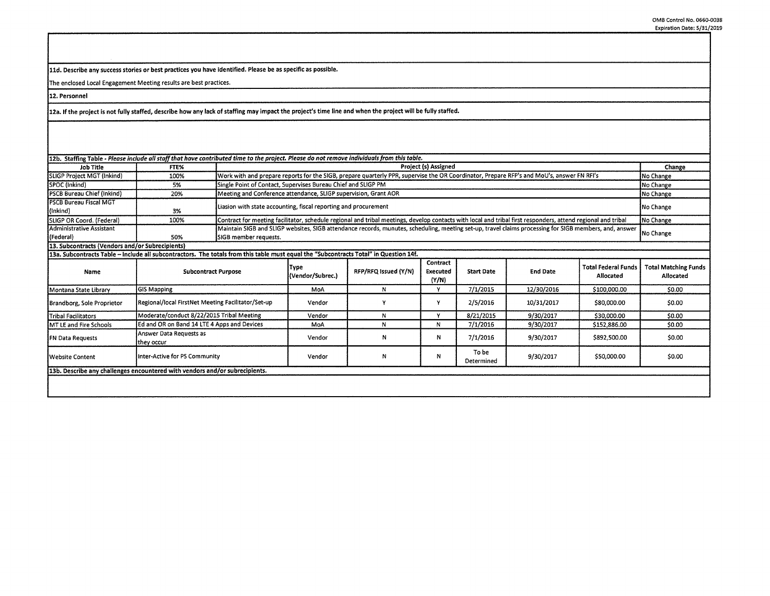**11d. Describe any success stories or best practices you have identified. Please be as specific as possible.**

The enclosed Local Engagement Meeting results are best practices.

**12. Personnel**

**12a. If the project is not fully staffed, describe how any lack of staffing may impact the project's time line and when the project will be fully staffed.**

**12b. Staffing Table** - *Please include all staff that have contributed time to the project. Please do not remove individuals from this table.*

| Job Title | FTE% | Project (s) Assigned | Change |
|---|---|---|---|
| SLIGP Project MGT (Inkind) | 100% | Work with and prepare reports for the SIGB, prepare quarterly PPR, supervise the OR Coordinator, Prepare RFP's and MoU's, answer FN RFI's | No Change |
| SPOC (Inkind) | 5% | Single Point of Contact, Supervises Bureau Chief and SLIGP PM | No Change |
| PSCB Bureau Chief (Inkind) | 20% | Meeting and Conference attendance, SLIGP supervision, Grant AOR | No Change |
| PSCB Bureau Fiscal MGT (Inkind) | 3% | Liasion with state accounting, fiscal reporting and procurement | No Change |
| SLIGP OR Coord. (Federal) | 100% | Contract for meeting facilitator, schedule regional and tribal meetings, develop contacts with local and tribal first responders, attend regional and tribal | No Change |
| Administrative Assistant (Federal) | 50% | Maintain SIGB and SLIGP websites, SIGB attendance records, munutes, scheduling, meeting set-up, travel claims processing for SIGB members, and, answer SIGB member requests. | No Change |

**13. Subcontracts (Vendors and/or Subrecipients)**

**13a. Subcontracts Table – Include all subcontractors. The totals from this table must equal the "Subcontracts Total" in Question 14f.**

| Name | Subcontract Purpose | Type (Vendor/Subrec.) | RFP/RFQ Issued (Y/N) | Contract Executed (Y/N) | Start Date | End Date | Total Federal Funds Allocated | Total Matching Funds Allocated |
|---|---|---|---|---|---|---|---|---|
| Montana State Library | GIS Mapping | MoA | N | Y | 7/1/2015 | 12/30/2016 | $100,000.00 | $0.00 |
| Brandborg, Sole Proprietor | Regional/local FirstNet Meeting Facilitator/Set-up | Vendor | Y | Y | 2/5/2016 | 10/31/2017 | $80,000.00 | $0.00 |
| Tribal Facilitators | Moderate/conduct 8/22/2015 Tribal Meeting | Vendor | N | Y | 8/21/2015 | 9/30/2017 | $30,000.00 | $0.00 |
| MT LE and Fire Schools | Ed and OR on Band 14 LTE 4 Apps and Devices | MoA | N | N | 7/1/2016 | 9/30/2017 | $152,886.00 | $0.00 |
| FN Data Requests | Answer Data Requests as they occur | Vendor | N | N | 7/1/2016 | 9/30/2017 | $892,500.00 | $0.00 |
| Website Content | Inter-Active for PS Community | Vendor | N | N | To be Determined | 9/30/2017 | $50,000.00 | $0.00 |

**13b. Describe any challenges encountered with vendors and/or subrecipients.**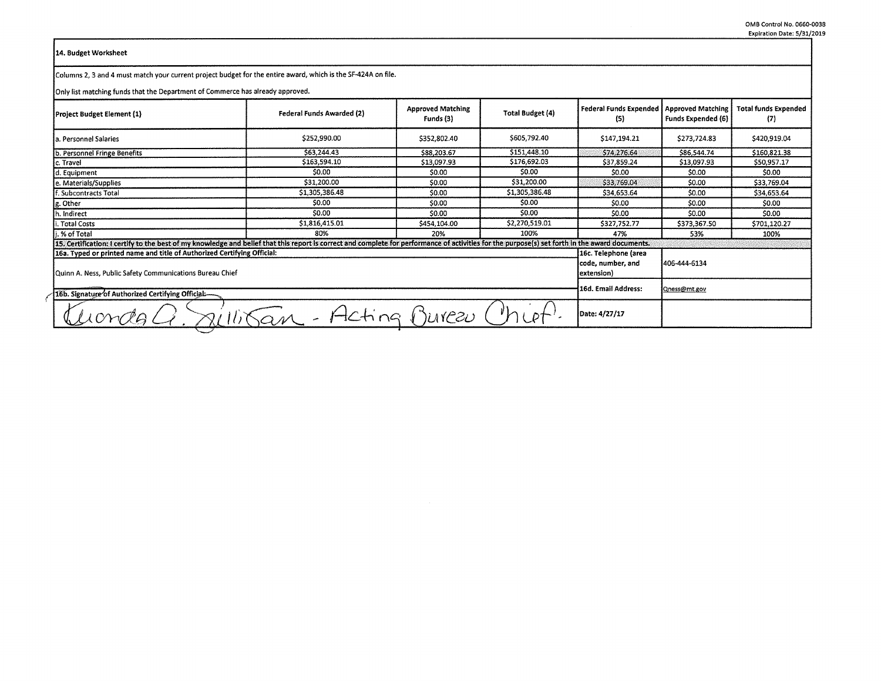OMB Control No. 0660-0038
Expiration Date: 5/31/2019

## 14. Budget Worksheet

Columns 2, 3 and 4 must match your current project budget for the entire award, which is the SF-424A on file.

Only list matching funds that the Department of Commerce has already approved.

| Project Budget Element (1) | Federal Funds Awarded (2) | Approved Matching Funds (3) | Total Budget (4) | Federal Funds Expended (5) | Approved Matching Funds Expended (6) | Total funds Expended (7) |
|---|---|---|---|---|---|---|
| a. Personnel Salaries | $252,990.00 | $352,802.40 | $605,792.40 | $147,194.21 | $273,724.83 | $420,919.04 |
| b. Personnel Fringe Benefits | $63,244.43 | $88,203.67 | $151,448.10 | $74,276.64 | $86,544.74 | $160,821.38 |
| c. Travel | $163,594.10 | $13,097.93 | $176,692.03 | $37,859.24 | $13,097.93 | $50,957.17 |
| d. Equipment | $0.00 | $0.00 | $0.00 | $0.00 | $0.00 | $0.00 |
| e. Materials/Supplies | $31,200.00 | $0.00 | $31,200.00 | $33,769.04 | $0.00 | $33,769.04 |
| f. Subcontracts Total | $1,305,386.48 | $0.00 | $1,305,386.48 | $34,653.64 | $0.00 | $34,653.64 |
| g. Other | $0.00 | $0.00 | $0.00 | $0.00 | $0.00 | $0.00 |
| h. Indirect | $0.00 | $0.00 | $0.00 | $0.00 | $0.00 | $0.00 |
| i. Total Costs | $1,816,415.01 | $454,104.00 | $2,270,519.01 | $327,752.77 | $373,367.50 | $701,120.27 |
| j. % of Total | 80% | 20% | 100% | 47% | 53% | 100% |

**15. Certification: I certify to the best of my knowledge and belief that this report is correct and complete for performance of activities for the purpose(s) set forth in the award documents.**

| | | |
|---|---|---|
| 16a. Typed or printed name and title of Authorized Certifying Official: Quinn A. Ness, Public Safety Communications Bureau Chief | 16c. Telephone (area code, number, and extension) | 406-444-6134 |
| 16b. Signature of Authorized Certifying Official: Rhonda A. Sullivan - Acting Bureau Chief. | 16d. Email Address: | Qness@mt.gov |
| | Date: 4/27/17 | |